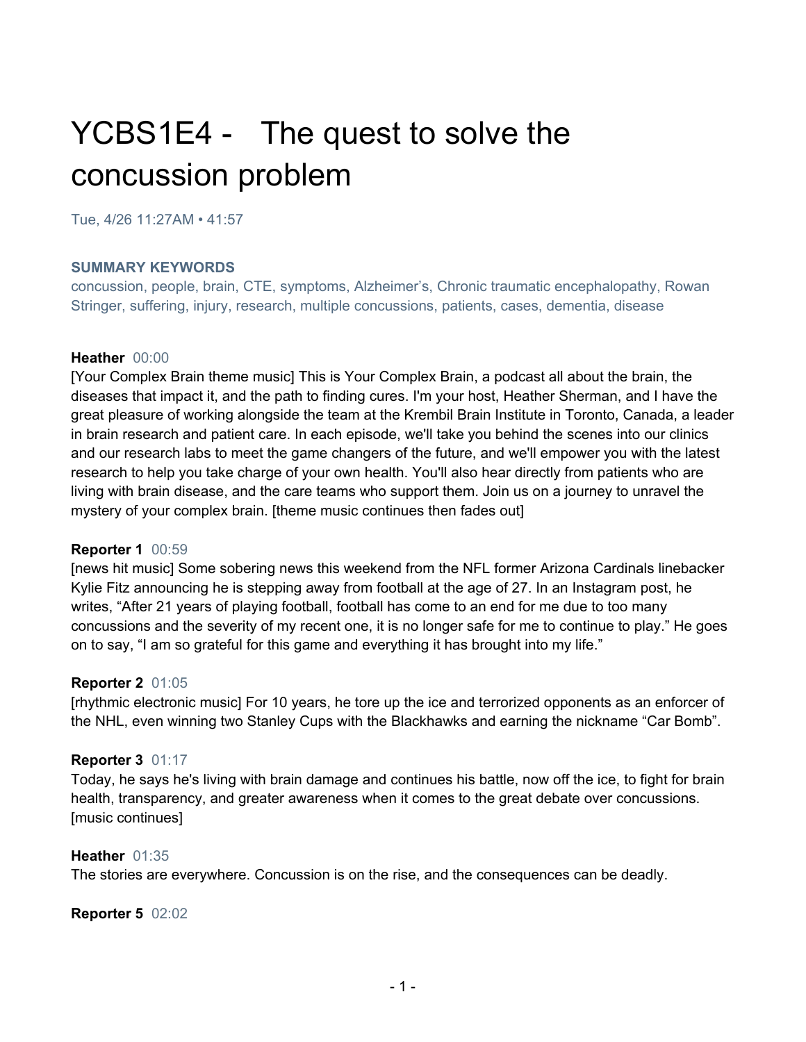# YCBS1E4 - The quest to solve the concussion problem

Tue, 4/26 11:27AM • 41:57

**SUMMARY KEYWORDS**

concussion, people, brain, CTE, symptoms, Alzheimer's, Chronic traumatic encephalopathy, Rowan Stringer, suffering, injury, research, multiple concussions, patients, cases, dementia, disease

**Heather** 00:00

[Your Complex Brain theme music] This is Your Complex Brain, a podcast all about the brain, the diseases that impact it, and the path to finding cures. I'm your host, Heather Sherman, and I have the great pleasure of working alongside the team at the Krembil Brain Institute in Toronto, Canada, a leader in brain research and patient care. In each episode, we'll take you behind the scenes into our clinics and our research labs to meet the game changers of the future, and we'll empower you with the latest research to help you take charge of your own health. You'll also hear directly from patients who are living with brain disease, and the care teams who support them. Join us on a journey to unravel the mystery of your complex brain. [theme music continues then fades out]

**Reporter 1** 00:59

[news hit music] Some sobering news this weekend from the NFL former Arizona Cardinals linebacker Kylie Fitz announcing he is stepping away from football at the age of 27. In an Instagram post, he writes, "After 21 years of playing football, football has come to an end for me due to too many concussions and the severity of my recent one, it is no longer safe for me to continue to play." He goes on to say, "I am so grateful for this game and everything it has brought into my life."

**Reporter 2** 01:05

[rhythmic electronic music] For 10 years, he tore up the ice and terrorized opponents as an enforcer of the NHL, even winning two Stanley Cups with the Blackhawks and earning the nickname "Car Bomb".

**Reporter 3** 01:17

Today, he says he's living with brain damage and continues his battle, now off the ice, to fight for brain health, transparency, and greater awareness when it comes to the great debate over concussions. [music continues]

**Heather** 01:35

The stories are everywhere. Concussion is on the rise, and the consequences can be deadly.

**Reporter 5** 02:02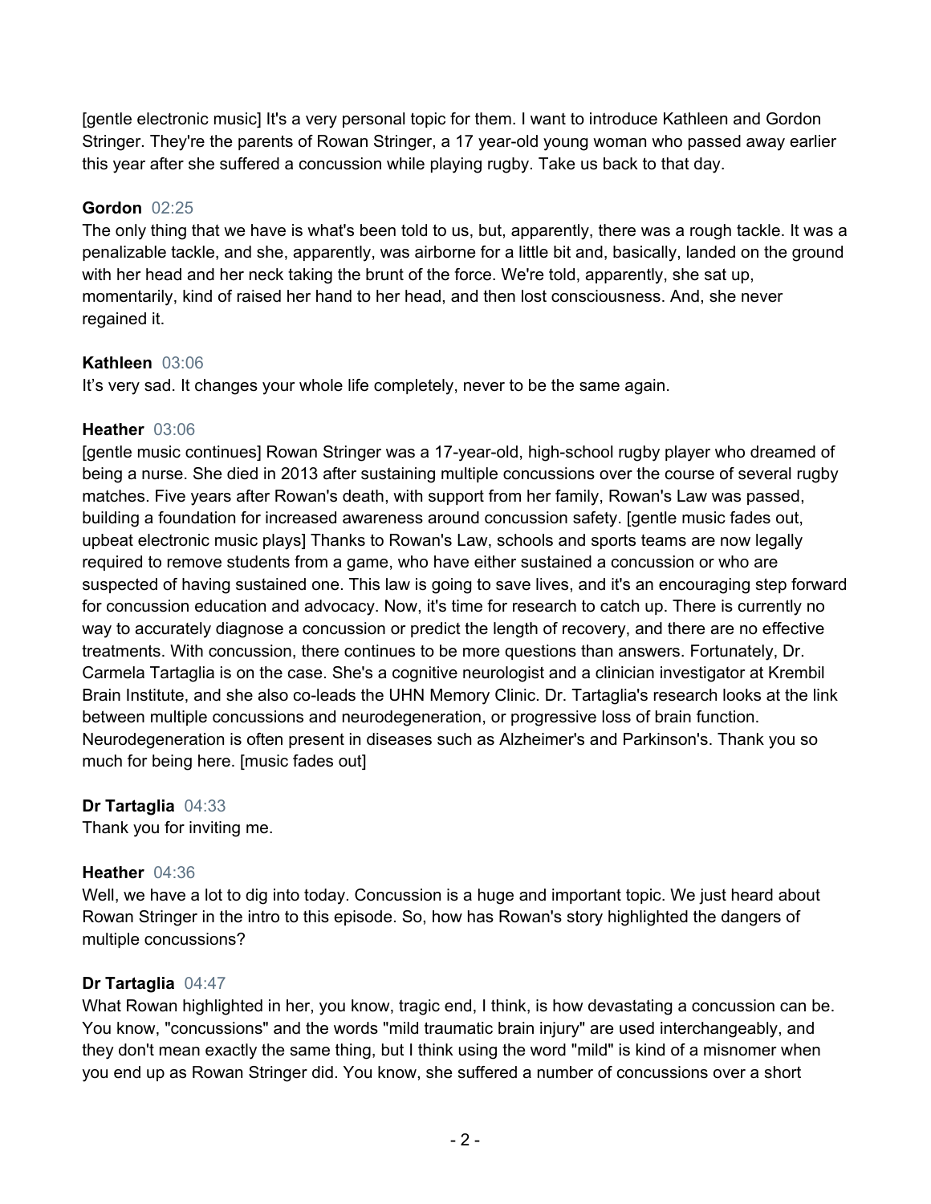[gentle electronic music] It's a very personal topic for them. I want to introduce Kathleen and Gordon Stringer. They're the parents of Rowan Stringer, a 17 year-old young woman who passed away earlier this year after she suffered a concussion while playing rugby. Take us back to that day.

**Gordon** 02:25
The only thing that we have is what's been told to us, but, apparently, there was a rough tackle. It was a penalizable tackle, and she, apparently, was airborne for a little bit and, basically, landed on the ground with her head and her neck taking the brunt of the force. We're told, apparently, she sat up, momentarily, kind of raised her hand to her head, and then lost consciousness. And, she never regained it.

**Kathleen** 03:06
It's very sad. It changes your whole life completely, never to be the same again.

**Heather** 03:06
[gentle music continues] Rowan Stringer was a 17-year-old, high-school rugby player who dreamed of being a nurse. She died in 2013 after sustaining multiple concussions over the course of several rugby matches. Five years after Rowan's death, with support from her family, Rowan's Law was passed, building a foundation for increased awareness around concussion safety. [gentle music fades out, upbeat electronic music plays] Thanks to Rowan's Law, schools and sports teams are now legally required to remove students from a game, who have either sustained a concussion or who are suspected of having sustained one. This law is going to save lives, and it's an encouraging step forward for concussion education and advocacy. Now, it's time for research to catch up. There is currently no way to accurately diagnose a concussion or predict the length of recovery, and there are no effective treatments. With concussion, there continues to be more questions than answers. Fortunately, Dr. Carmela Tartaglia is on the case. She's a cognitive neurologist and a clinician investigator at Krembil Brain Institute, and she also co-leads the UHN Memory Clinic. Dr. Tartaglia's research looks at the link between multiple concussions and neurodegeneration, or progressive loss of brain function. Neurodegeneration is often present in diseases such as Alzheimer's and Parkinson's. Thank you so much for being here. [music fades out]

**Dr Tartaglia** 04:33
Thank you for inviting me.

**Heather** 04:36
Well, we have a lot to dig into today. Concussion is a huge and important topic. We just heard about Rowan Stringer in the intro to this episode. So, how has Rowan's story highlighted the dangers of multiple concussions?

**Dr Tartaglia** 04:47
What Rowan highlighted in her, you know, tragic end, I think, is how devastating a concussion can be. You know, "concussions" and the words "mild traumatic brain injury" are used interchangeably, and they don't mean exactly the same thing, but I think using the word "mild" is kind of a misnomer when you end up as Rowan Stringer did. You know, she suffered a number of concussions over a short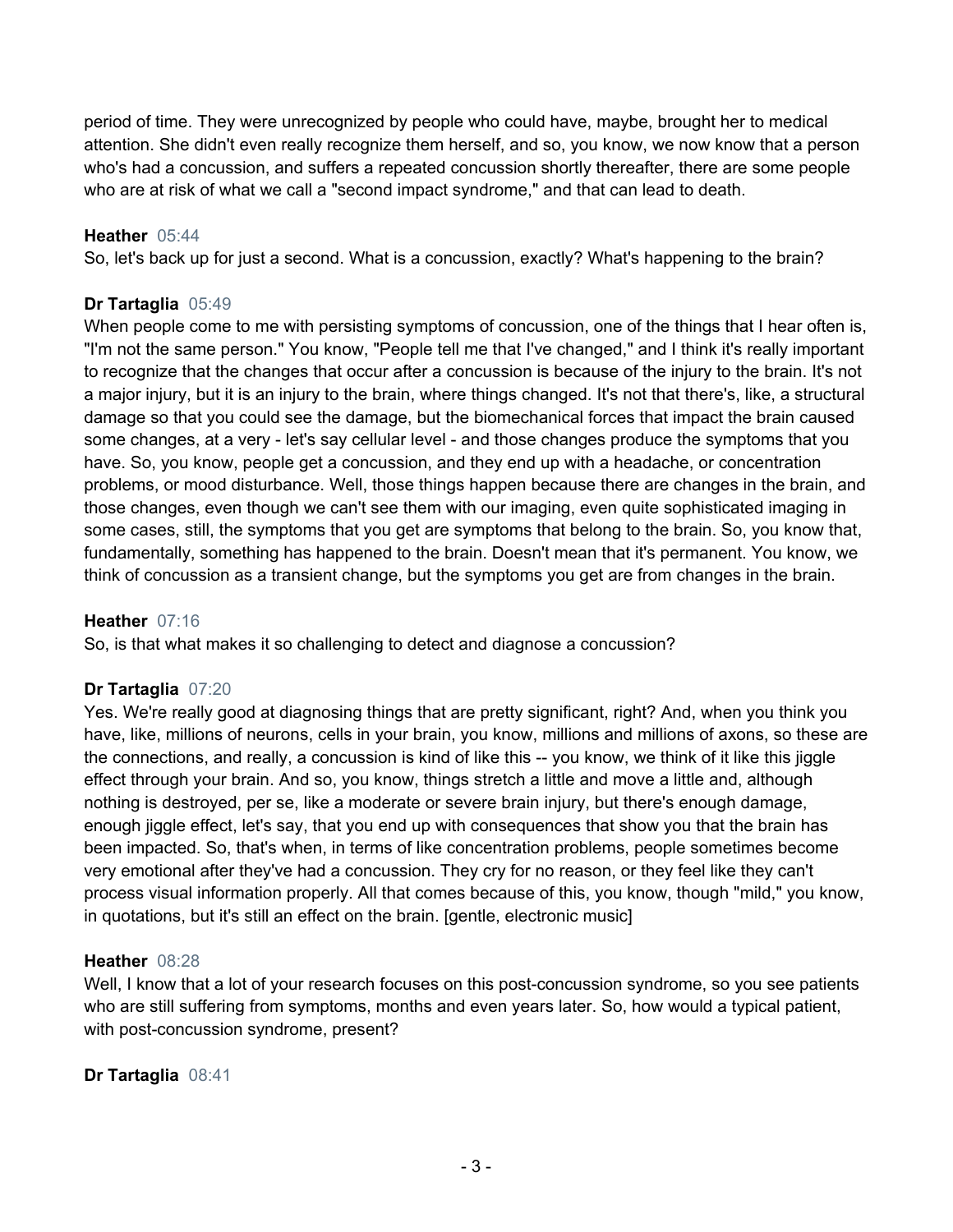period of time. They were unrecognized by people who could have, maybe, brought her to medical attention. She didn't even really recognize them herself, and so, you know, we now know that a person who's had a concussion, and suffers a repeated concussion shortly thereafter, there are some people who are at risk of what we call a "second impact syndrome," and that can lead to death.

**Heather** 05:44
So, let's back up for just a second. What is a concussion, exactly? What's happening to the brain?

**Dr Tartaglia** 05:49
When people come to me with persisting symptoms of concussion, one of the things that I hear often is, "I'm not the same person." You know, "People tell me that I've changed," and I think it's really important to recognize that the changes that occur after a concussion is because of the injury to the brain. It's not a major injury, but it is an injury to the brain, where things changed. It's not that there's, like, a structural damage so that you could see the damage, but the biomechanical forces that impact the brain caused some changes, at a very - let's say cellular level - and those changes produce the symptoms that you have. So, you know, people get a concussion, and they end up with a headache, or concentration problems, or mood disturbance. Well, those things happen because there are changes in the brain, and those changes, even though we can't see them with our imaging, even quite sophisticated imaging in some cases, still, the symptoms that you get are symptoms that belong to the brain. So, you know that, fundamentally, something has happened to the brain. Doesn't mean that it's permanent. You know, we think of concussion as a transient change, but the symptoms you get are from changes in the brain.

**Heather** 07:16
So, is that what makes it so challenging to detect and diagnose a concussion?

**Dr Tartaglia** 07:20
Yes. We're really good at diagnosing things that are pretty significant, right? And, when you think you have, like, millions of neurons, cells in your brain, you know, millions and millions of axons, so these are the connections, and really, a concussion is kind of like this -- you know, we think of it like this jiggle effect through your brain. And so, you know, things stretch a little and move a little and, although nothing is destroyed, per se, like a moderate or severe brain injury, but there's enough damage, enough jiggle effect, let's say, that you end up with consequences that show you that the brain has been impacted. So, that's when, in terms of like concentration problems, people sometimes become very emotional after they've had a concussion. They cry for no reason, or they feel like they can't process visual information properly. All that comes because of this, you know, though "mild," you know, in quotations, but it's still an effect on the brain. [gentle, electronic music]

**Heather** 08:28
Well, I know that a lot of your research focuses on this post-concussion syndrome, so you see patients who are still suffering from symptoms, months and even years later. So, how would a typical patient, with post-concussion syndrome, present?

**Dr Tartaglia** 08:41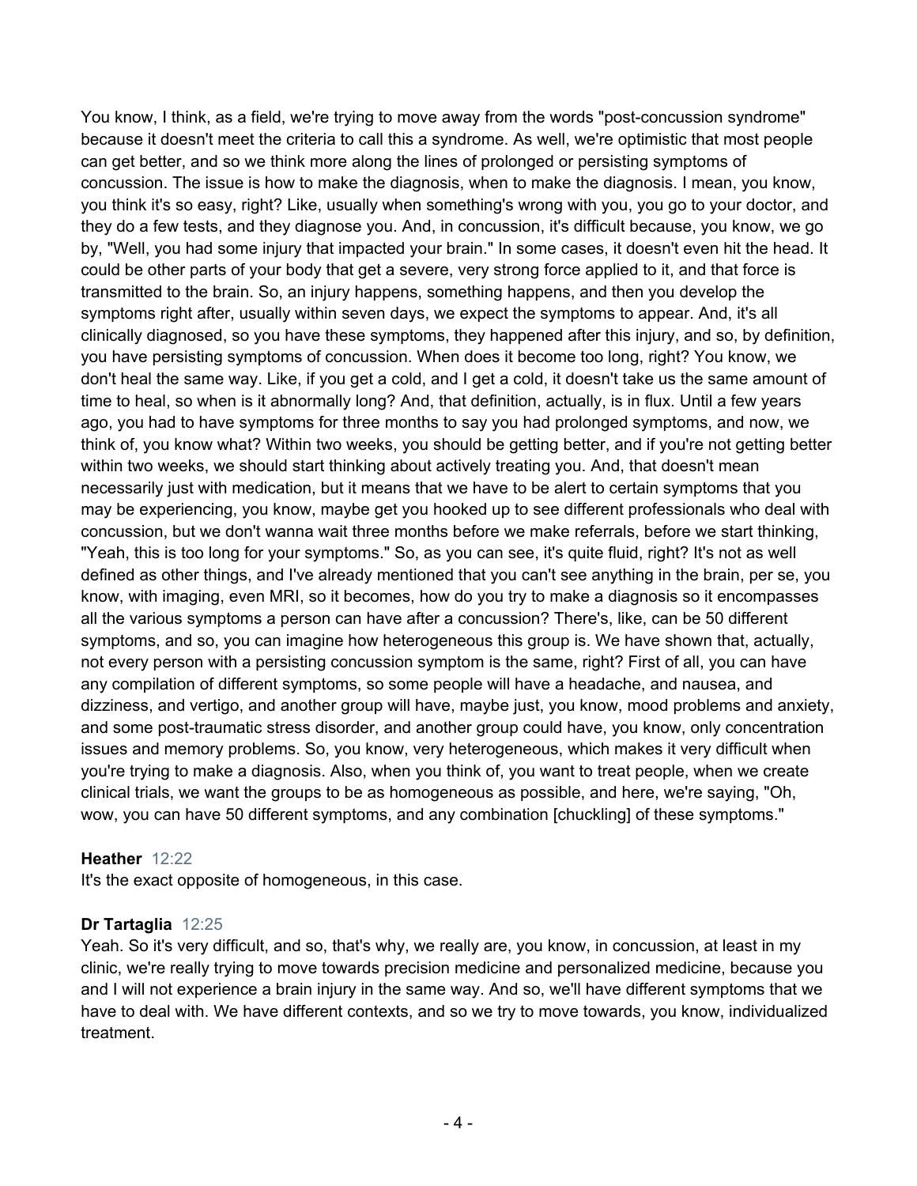You know, I think, as a field, we're trying to move away from the words "post-concussion syndrome" because it doesn't meet the criteria to call this a syndrome. As well, we're optimistic that most people can get better, and so we think more along the lines of prolonged or persisting symptoms of concussion. The issue is how to make the diagnosis, when to make the diagnosis. I mean, you know, you think it's so easy, right? Like, usually when something's wrong with you, you go to your doctor, and they do a few tests, and they diagnose you. And, in concussion, it's difficult because, you know, we go by, "Well, you had some injury that impacted your brain." In some cases, it doesn't even hit the head. It could be other parts of your body that get a severe, very strong force applied to it, and that force is transmitted to the brain. So, an injury happens, something happens, and then you develop the symptoms right after, usually within seven days, we expect the symptoms to appear. And, it's all clinically diagnosed, so you have these symptoms, they happened after this injury, and so, by definition, you have persisting symptoms of concussion. When does it become too long, right? You know, we don't heal the same way. Like, if you get a cold, and I get a cold, it doesn't take us the same amount of time to heal, so when is it abnormally long? And, that definition, actually, is in flux. Until a few years ago, you had to have symptoms for three months to say you had prolonged symptoms, and now, we think of, you know what? Within two weeks, you should be getting better, and if you're not getting better within two weeks, we should start thinking about actively treating you. And, that doesn't mean necessarily just with medication, but it means that we have to be alert to certain symptoms that you may be experiencing, you know, maybe get you hooked up to see different professionals who deal with concussion, but we don't wanna wait three months before we make referrals, before we start thinking, "Yeah, this is too long for your symptoms." So, as you can see, it's quite fluid, right? It's not as well defined as other things, and I've already mentioned that you can't see anything in the brain, per se, you know, with imaging, even MRI, so it becomes, how do you try to make a diagnosis so it encompasses all the various symptoms a person can have after a concussion? There's, like, can be 50 different symptoms, and so, you can imagine how heterogeneous this group is. We have shown that, actually, not every person with a persisting concussion symptom is the same, right? First of all, you can have any compilation of different symptoms, so some people will have a headache, and nausea, and dizziness, and vertigo, and another group will have, maybe just, you know, mood problems and anxiety, and some post-traumatic stress disorder, and another group could have, you know, only concentration issues and memory problems. So, you know, very heterogeneous, which makes it very difficult when you're trying to make a diagnosis. Also, when you think of, you want to treat people, when we create clinical trials, we want the groups to be as homogeneous as possible, and here, we're saying, "Oh, wow, you can have 50 different symptoms, and any combination [chuckling] of these symptoms."

**Heather** 12:22
It's the exact opposite of homogeneous, in this case.

**Dr Tartaglia** 12:25
Yeah. So it's very difficult, and so, that's why, we really are, you know, in concussion, at least in my clinic, we're really trying to move towards precision medicine and personalized medicine, because you and I will not experience a brain injury in the same way. And so, we'll have different symptoms that we have to deal with. We have different contexts, and so we try to move towards, you know, individualized treatment.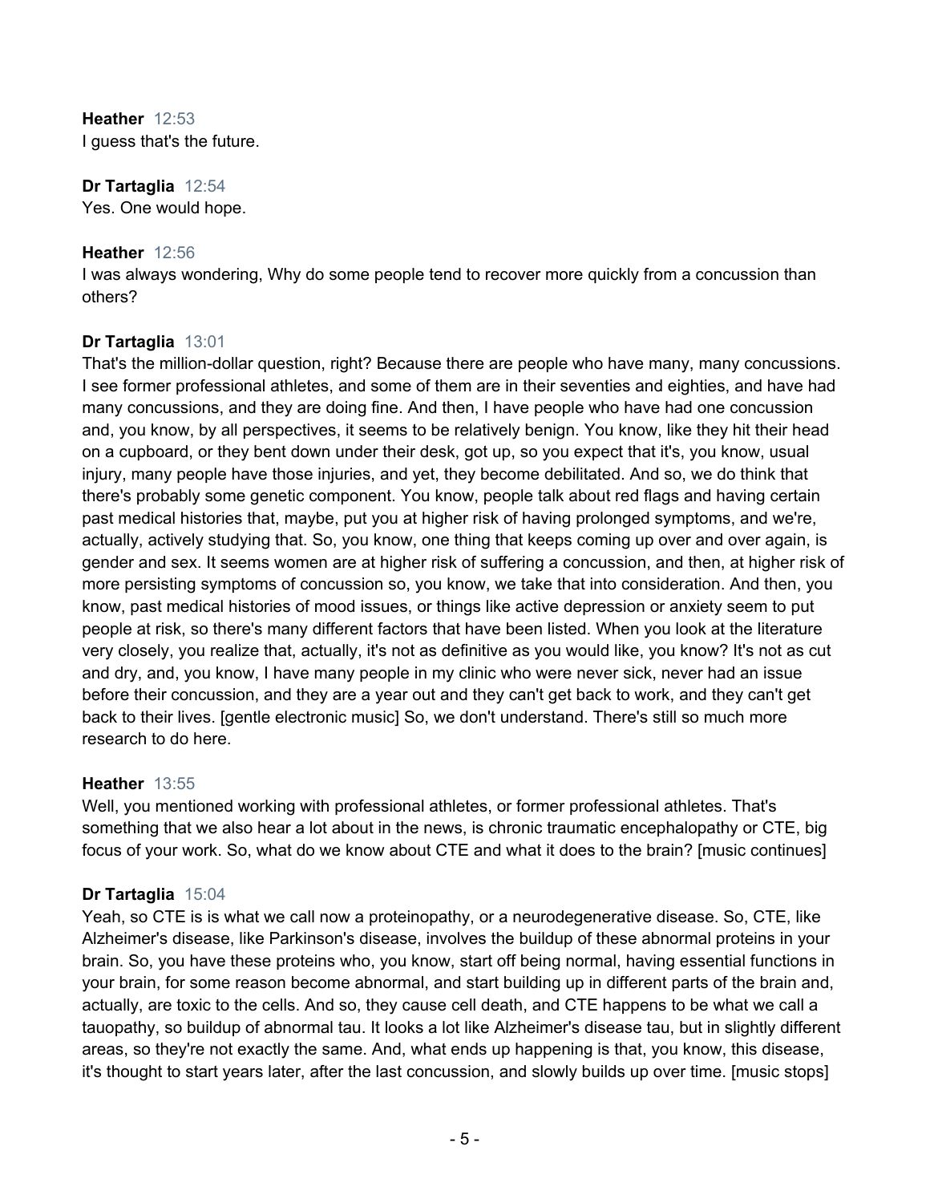**Heather** 12:53
I guess that's the future.

**Dr Tartaglia** 12:54
Yes. One would hope.

**Heather** 12:56
I was always wondering, Why do some people tend to recover more quickly from a concussion than others?

**Dr Tartaglia** 13:01
That's the million-dollar question, right? Because there are people who have many, many concussions. I see former professional athletes, and some of them are in their seventies and eighties, and have had many concussions, and they are doing fine. And then, I have people who have had one concussion and, you know, by all perspectives, it seems to be relatively benign. You know, like they hit their head on a cupboard, or they bent down under their desk, got up, so you expect that it's, you know, usual injury, many people have those injuries, and yet, they become debilitated. And so, we do think that there's probably some genetic component. You know, people talk about red flags and having certain past medical histories that, maybe, put you at higher risk of having prolonged symptoms, and we're, actually, actively studying that. So, you know, one thing that keeps coming up over and over again, is gender and sex. It seems women are at higher risk of suffering a concussion, and then, at higher risk of more persisting symptoms of concussion so, you know, we take that into consideration. And then, you know, past medical histories of mood issues, or things like active depression or anxiety seem to put people at risk, so there's many different factors that have been listed. When you look at the literature very closely, you realize that, actually, it's not as definitive as you would like, you know? It's not as cut and dry, and, you know, I have many people in my clinic who were never sick, never had an issue before their concussion, and they are a year out and they can't get back to work, and they can't get back to their lives. [gentle electronic music] So, we don't understand. There's still so much more research to do here.

**Heather** 13:55
Well, you mentioned working with professional athletes, or former professional athletes. That's something that we also hear a lot about in the news, is chronic traumatic encephalopathy or CTE, big focus of your work. So, what do we know about CTE and what it does to the brain? [music continues]

**Dr Tartaglia** 15:04
Yeah, so CTE is is what we call now a proteinopathy, or a neurodegenerative disease. So, CTE, like Alzheimer's disease, like Parkinson's disease, involves the buildup of these abnormal proteins in your brain. So, you have these proteins who, you know, start off being normal, having essential functions in your brain, for some reason become abnormal, and start building up in different parts of the brain and, actually, are toxic to the cells. And so, they cause cell death, and CTE happens to be what we call a tauopathy, so buildup of abnormal tau. It looks a lot like Alzheimer's disease tau, but in slightly different areas, so they're not exactly the same. And, what ends up happening is that, you know, this disease, it's thought to start years later, after the last concussion, and slowly builds up over time. [music stops]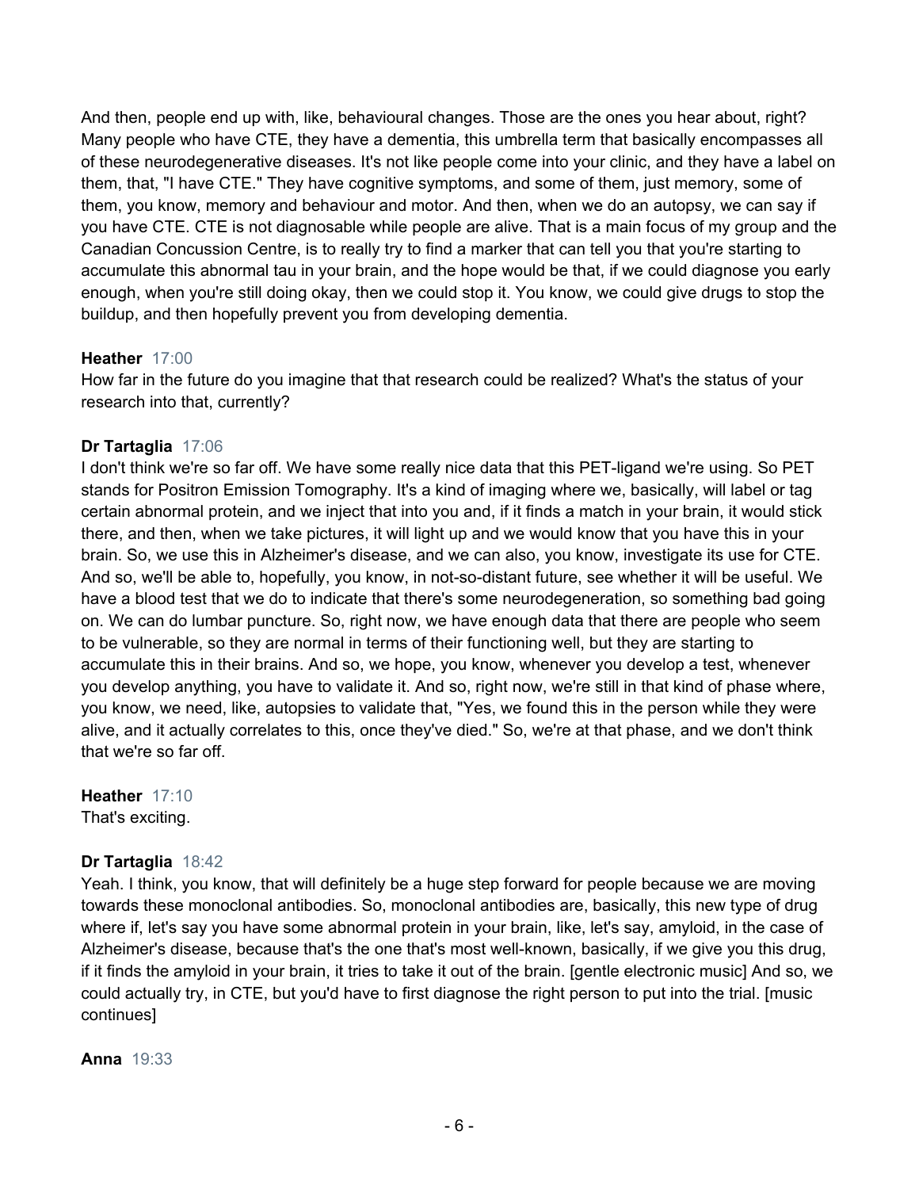And then, people end up with, like, behavioural changes. Those are the ones you hear about, right? Many people who have CTE, they have a dementia, this umbrella term that basically encompasses all of these neurodegenerative diseases. It's not like people come into your clinic, and they have a label on them, that, "I have CTE." They have cognitive symptoms, and some of them, just memory, some of them, you know, memory and behaviour and motor. And then, when we do an autopsy, we can say if you have CTE. CTE is not diagnosable while people are alive. That is a main focus of my group and the Canadian Concussion Centre, is to really try to find a marker that can tell you that you're starting to accumulate this abnormal tau in your brain, and the hope would be that, if we could diagnose you early enough, when you're still doing okay, then we could stop it. You know, we could give drugs to stop the buildup, and then hopefully prevent you from developing dementia.

**Heather** 17:00
How far in the future do you imagine that that research could be realized? What's the status of your research into that, currently?

**Dr Tartaglia** 17:06
I don't think we're so far off. We have some really nice data that this PET-ligand we're using. So PET stands for Positron Emission Tomography. It's a kind of imaging where we, basically, will label or tag certain abnormal protein, and we inject that into you and, if it finds a match in your brain, it would stick there, and then, when we take pictures, it will light up and we would know that you have this in your brain. So, we use this in Alzheimer's disease, and we can also, you know, investigate its use for CTE. And so, we'll be able to, hopefully, you know, in not-so-distant future, see whether it will be useful. We have a blood test that we do to indicate that there's some neurodegeneration, so something bad going on. We can do lumbar puncture. So, right now, we have enough data that there are people who seem to be vulnerable, so they are normal in terms of their functioning well, but they are starting to accumulate this in their brains. And so, we hope, you know, whenever you develop a test, whenever you develop anything, you have to validate it. And so, right now, we're still in that kind of phase where, you know, we need, like, autopsies to validate that, "Yes, we found this in the person while they were alive, and it actually correlates to this, once they've died." So, we're at that phase, and we don't think that we're so far off.

**Heather** 17:10
That's exciting.

**Dr Tartaglia** 18:42
Yeah. I think, you know, that will definitely be a huge step forward for people because we are moving towards these monoclonal antibodies. So, monoclonal antibodies are, basically, this new type of drug where if, let's say you have some abnormal protein in your brain, like, let's say, amyloid, in the case of Alzheimer's disease, because that's the one that's most well-known, basically, if we give you this drug, if it finds the amyloid in your brain, it tries to take it out of the brain. [gentle electronic music] And so, we could actually try, in CTE, but you'd have to first diagnose the right person to put into the trial. [music continues]

**Anna** 19:33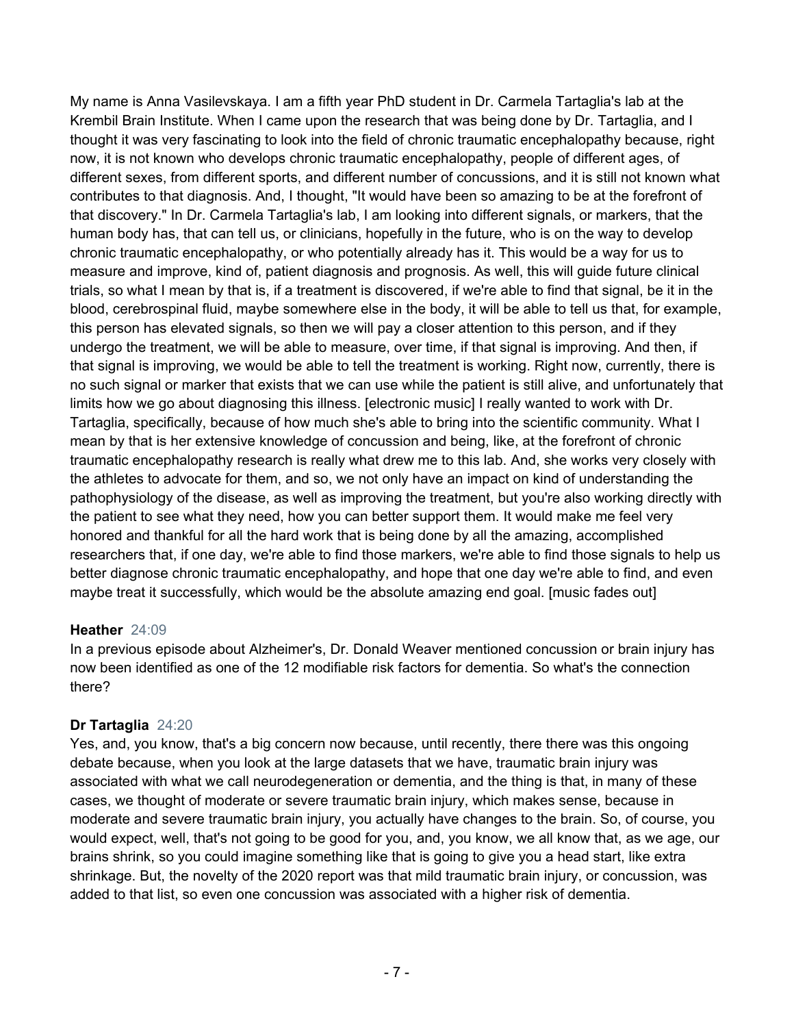My name is Anna Vasilevskaya. I am a fifth year PhD student in Dr. Carmela Tartaglia's lab at the Krembil Brain Institute. When I came upon the research that was being done by Dr. Tartaglia, and I thought it was very fascinating to look into the field of chronic traumatic encephalopathy because, right now, it is not known who develops chronic traumatic encephalopathy, people of different ages, of different sexes, from different sports, and different number of concussions, and it is still not known what contributes to that diagnosis. And, I thought, "It would have been so amazing to be at the forefront of that discovery." In Dr. Carmela Tartaglia's lab, I am looking into different signals, or markers, that the human body has, that can tell us, or clinicians, hopefully in the future, who is on the way to develop chronic traumatic encephalopathy, or who potentially already has it. This would be a way for us to measure and improve, kind of, patient diagnosis and prognosis. As well, this will guide future clinical trials, so what I mean by that is, if a treatment is discovered, if we're able to find that signal, be it in the blood, cerebrospinal fluid, maybe somewhere else in the body, it will be able to tell us that, for example, this person has elevated signals, so then we will pay a closer attention to this person, and if they undergo the treatment, we will be able to measure, over time, if that signal is improving. And then, if that signal is improving, we would be able to tell the treatment is working. Right now, currently, there is no such signal or marker that exists that we can use while the patient is still alive, and unfortunately that limits how we go about diagnosing this illness. [electronic music] I really wanted to work with Dr. Tartaglia, specifically, because of how much she's able to bring into the scientific community. What I mean by that is her extensive knowledge of concussion and being, like, at the forefront of chronic traumatic encephalopathy research is really what drew me to this lab. And, she works very closely with the athletes to advocate for them, and so, we not only have an impact on kind of understanding the pathophysiology of the disease, as well as improving the treatment, but you're also working directly with the patient to see what they need, how you can better support them. It would make me feel very honored and thankful for all the hard work that is being done by all the amazing, accomplished researchers that, if one day, we're able to find those markers, we're able to find those signals to help us better diagnose chronic traumatic encephalopathy, and hope that one day we're able to find, and even maybe treat it successfully, which would be the absolute amazing end goal. [music fades out]

**Heather** 24:09

In a previous episode about Alzheimer's, Dr. Donald Weaver mentioned concussion or brain injury has now been identified as one of the 12 modifiable risk factors for dementia. So what's the connection there?

**Dr Tartaglia** 24:20

Yes, and, you know, that's a big concern now because, until recently, there there was this ongoing debate because, when you look at the large datasets that we have, traumatic brain injury was associated with what we call neurodegeneration or dementia, and the thing is that, in many of these cases, we thought of moderate or severe traumatic brain injury, which makes sense, because in moderate and severe traumatic brain injury, you actually have changes to the brain. So, of course, you would expect, well, that's not going to be good for you, and, you know, we all know that, as we age, our brains shrink, so you could imagine something like that is going to give you a head start, like extra shrinkage. But, the novelty of the 2020 report was that mild traumatic brain injury, or concussion, was added to that list, so even one concussion was associated with a higher risk of dementia.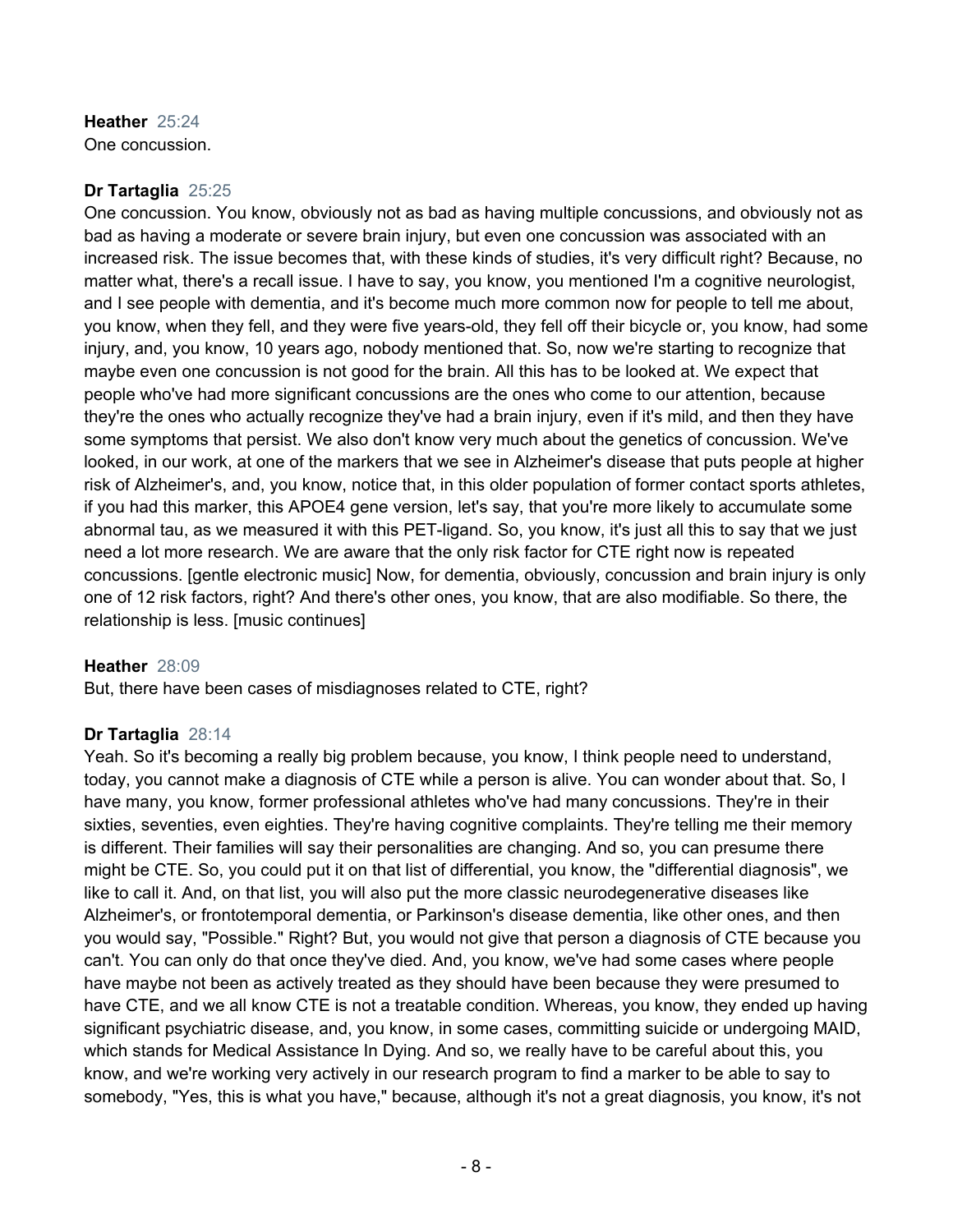**Heather** 25:24
One concussion.

**Dr Tartaglia** 25:25
One concussion. You know, obviously not as bad as having multiple concussions, and obviously not as bad as having a moderate or severe brain injury, but even one concussion was associated with an increased risk. The issue becomes that, with these kinds of studies, it's very difficult right? Because, no matter what, there's a recall issue. I have to say, you know, you mentioned I'm a cognitive neurologist, and I see people with dementia, and it's become much more common now for people to tell me about, you know, when they fell, and they were five years-old, they fell off their bicycle or, you know, had some injury, and, you know, 10 years ago, nobody mentioned that. So, now we're starting to recognize that maybe even one concussion is not good for the brain. All this has to be looked at. We expect that people who've had more significant concussions are the ones who come to our attention, because they're the ones who actually recognize they've had a brain injury, even if it's mild, and then they have some symptoms that persist. We also don't know very much about the genetics of concussion. We've looked, in our work, at one of the markers that we see in Alzheimer's disease that puts people at higher risk of Alzheimer's, and, you know, notice that, in this older population of former contact sports athletes, if you had this marker, this APOE4 gene version, let's say, that you're more likely to accumulate some abnormal tau, as we measured it with this PET-ligand. So, you know, it's just all this to say that we just need a lot more research. We are aware that the only risk factor for CTE right now is repeated concussions. [gentle electronic music] Now, for dementia, obviously, concussion and brain injury is only one of 12 risk factors, right? And there's other ones, you know, that are also modifiable. So there, the relationship is less. [music continues]

**Heather** 28:09
But, there have been cases of misdiagnoses related to CTE, right?

**Dr Tartaglia** 28:14
Yeah. So it's becoming a really big problem because, you know, I think people need to understand, today, you cannot make a diagnosis of CTE while a person is alive. You can wonder about that. So, I have many, you know, former professional athletes who've had many concussions. They're in their sixties, seventies, even eighties. They're having cognitive complaints. They're telling me their memory is different. Their families will say their personalities are changing. And so, you can presume there might be CTE. So, you could put it on that list of differential, you know, the "differential diagnosis", we like to call it. And, on that list, you will also put the more classic neurodegenerative diseases like Alzheimer's, or frontotemporal dementia, or Parkinson's disease dementia, like other ones, and then you would say, "Possible." Right? But, you would not give that person a diagnosis of CTE because you can't. You can only do that once they've died. And, you know, we've had some cases where people have maybe not been as actively treated as they should have been because they were presumed to have CTE, and we all know CTE is not a treatable condition. Whereas, you know, they ended up having significant psychiatric disease, and, you know, in some cases, committing suicide or undergoing MAID, which stands for Medical Assistance In Dying. And so, we really have to be careful about this, you know, and we're working very actively in our research program to find a marker to be able to say to somebody, "Yes, this is what you have," because, although it's not a great diagnosis, you know, it's not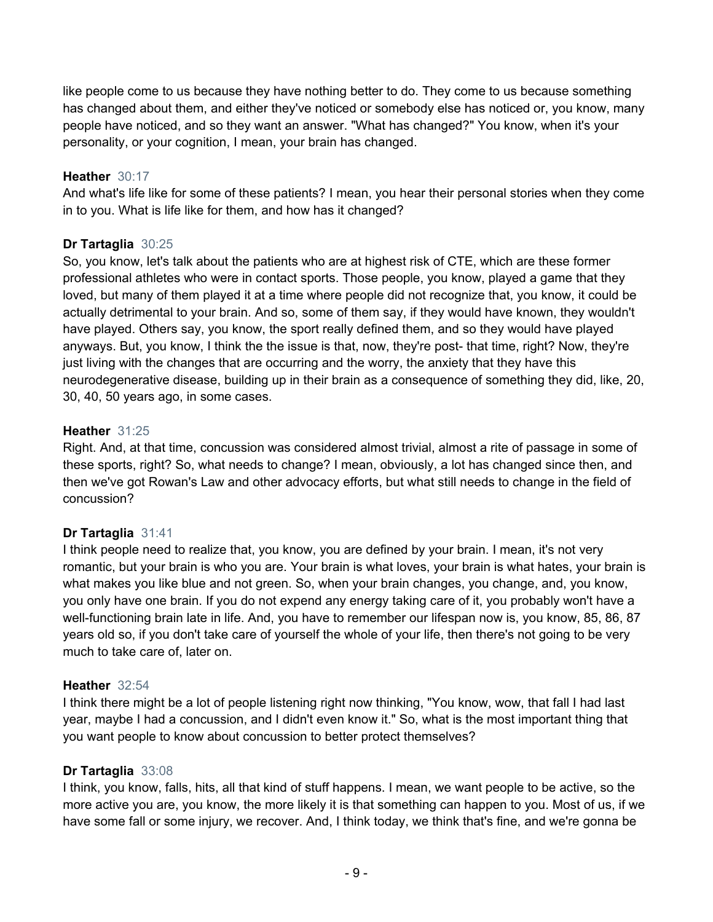like people come to us because they have nothing better to do. They come to us because something has changed about them, and either they've noticed or somebody else has noticed or, you know, many people have noticed, and so they want an answer. "What has changed?" You know, when it's your personality, or your cognition, I mean, your brain has changed.

**Heather** 30:17
And what's life like for some of these patients? I mean, you hear their personal stories when they come in to you. What is life like for them, and how has it changed?

**Dr Tartaglia** 30:25
So, you know, let's talk about the patients who are at highest risk of CTE, which are these former professional athletes who were in contact sports. Those people, you know, played a game that they loved, but many of them played it at a time where people did not recognize that, you know, it could be actually detrimental to your brain. And so, some of them say, if they would have known, they wouldn't have played. Others say, you know, the sport really defined them, and so they would have played anyways. But, you know, I think the the issue is that, now, they're post- that time, right? Now, they're just living with the changes that are occurring and the worry, the anxiety that they have this neurodegenerative disease, building up in their brain as a consequence of something they did, like, 20, 30, 40, 50 years ago, in some cases.

**Heather** 31:25
Right. And, at that time, concussion was considered almost trivial, almost a rite of passage in some of these sports, right? So, what needs to change? I mean, obviously, a lot has changed since then, and then we've got Rowan's Law and other advocacy efforts, but what still needs to change in the field of concussion?

**Dr Tartaglia** 31:41
I think people need to realize that, you know, you are defined by your brain. I mean, it's not very romantic, but your brain is who you are. Your brain is what loves, your brain is what hates, your brain is what makes you like blue and not green. So, when your brain changes, you change, and, you know, you only have one brain. If you do not expend any energy taking care of it, you probably won't have a well-functioning brain late in life. And, you have to remember our lifespan now is, you know, 85, 86, 87 years old so, if you don't take care of yourself the whole of your life, then there's not going to be very much to take care of, later on.

**Heather** 32:54
I think there might be a lot of people listening right now thinking, "You know, wow, that fall I had last year, maybe I had a concussion, and I didn't even know it." So, what is the most important thing that you want people to know about concussion to better protect themselves?

**Dr Tartaglia** 33:08
I think, you know, falls, hits, all that kind of stuff happens. I mean, we want people to be active, so the more active you are, you know, the more likely it is that something can happen to you. Most of us, if we have some fall or some injury, we recover. And, I think today, we think that's fine, and we're gonna be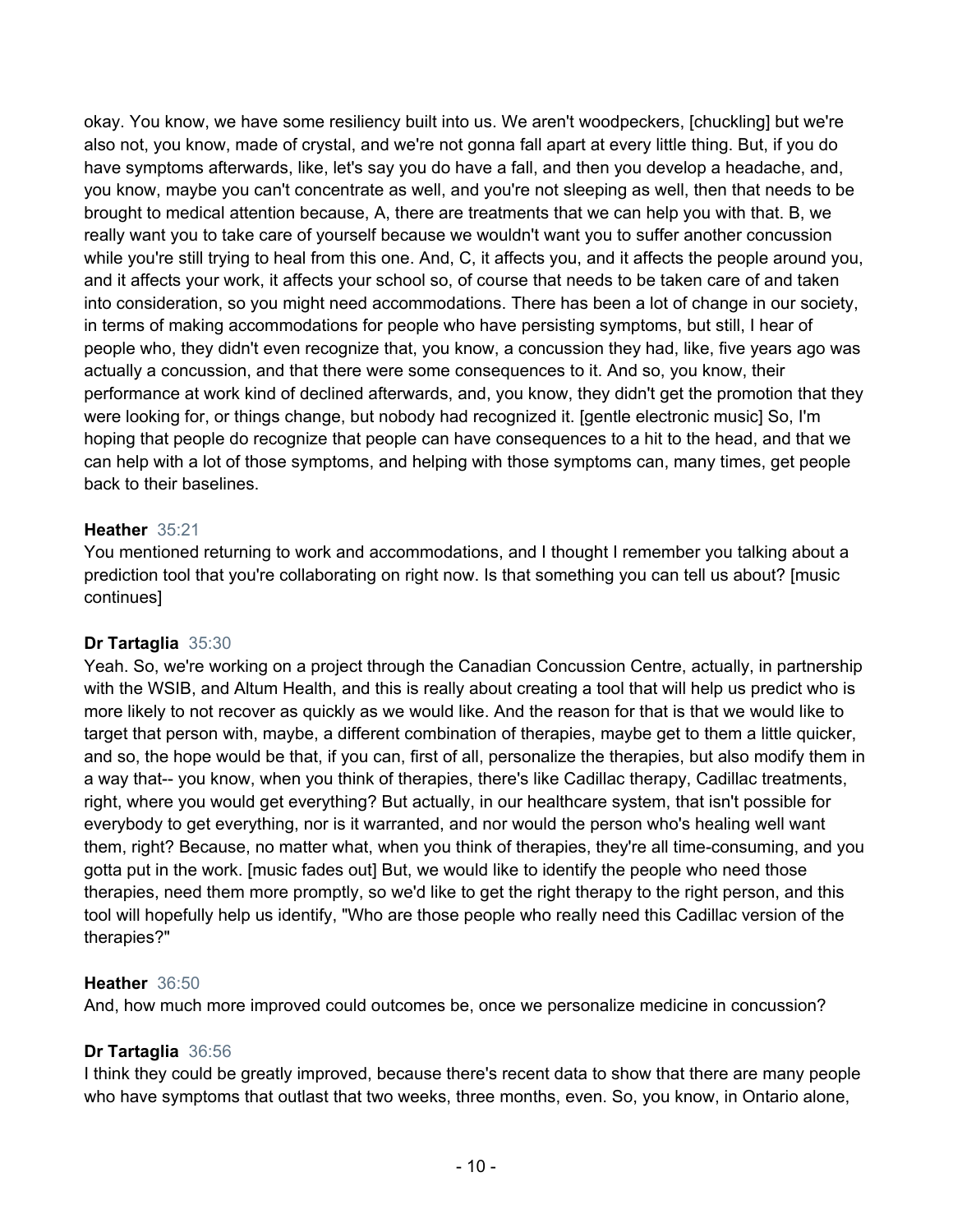okay. You know, we have some resiliency built into us. We aren't woodpeckers, [chuckling] but we're also not, you know, made of crystal, and we're not gonna fall apart at every little thing. But, if you do have symptoms afterwards, like, let's say you do have a fall, and then you develop a headache, and, you know, maybe you can't concentrate as well, and you're not sleeping as well, then that needs to be brought to medical attention because, A, there are treatments that we can help you with that. B, we really want you to take care of yourself because we wouldn't want you to suffer another concussion while you're still trying to heal from this one. And, C, it affects you, and it affects the people around you, and it affects your work, it affects your school so, of course that needs to be taken care of and taken into consideration, so you might need accommodations. There has been a lot of change in our society, in terms of making accommodations for people who have persisting symptoms, but still, I hear of people who, they didn't even recognize that, you know, a concussion they had, like, five years ago was actually a concussion, and that there were some consequences to it. And so, you know, their performance at work kind of declined afterwards, and, you know, they didn't get the promotion that they were looking for, or things change, but nobody had recognized it. [gentle electronic music] So, I'm hoping that people do recognize that people can have consequences to a hit to the head, and that we can help with a lot of those symptoms, and helping with those symptoms can, many times, get people back to their baselines.

**Heather** 35:21
You mentioned returning to work and accommodations, and I thought I remember you talking about a prediction tool that you're collaborating on right now. Is that something you can tell us about? [music continues]

**Dr Tartaglia** 35:30
Yeah. So, we're working on a project through the Canadian Concussion Centre, actually, in partnership with the WSIB, and Altum Health, and this is really about creating a tool that will help us predict who is more likely to not recover as quickly as we would like. And the reason for that is that we would like to target that person with, maybe, a different combination of therapies, maybe get to them a little quicker, and so, the hope would be that, if you can, first of all, personalize the therapies, but also modify them in a way that-- you know, when you think of therapies, there's like Cadillac therapy, Cadillac treatments, right, where you would get everything? But actually, in our healthcare system, that isn't possible for everybody to get everything, nor is it warranted, and nor would the person who's healing well want them, right? Because, no matter what, when you think of therapies, they're all time-consuming, and you gotta put in the work. [music fades out] But, we would like to identify the people who need those therapies, need them more promptly, so we'd like to get the right therapy to the right person, and this tool will hopefully help us identify, "Who are those people who really need this Cadillac version of the therapies?"

**Heather** 36:50
And, how much more improved could outcomes be, once we personalize medicine in concussion?

**Dr Tartaglia** 36:56
I think they could be greatly improved, because there's recent data to show that there are many people who have symptoms that outlast that two weeks, three months, even. So, you know, in Ontario alone,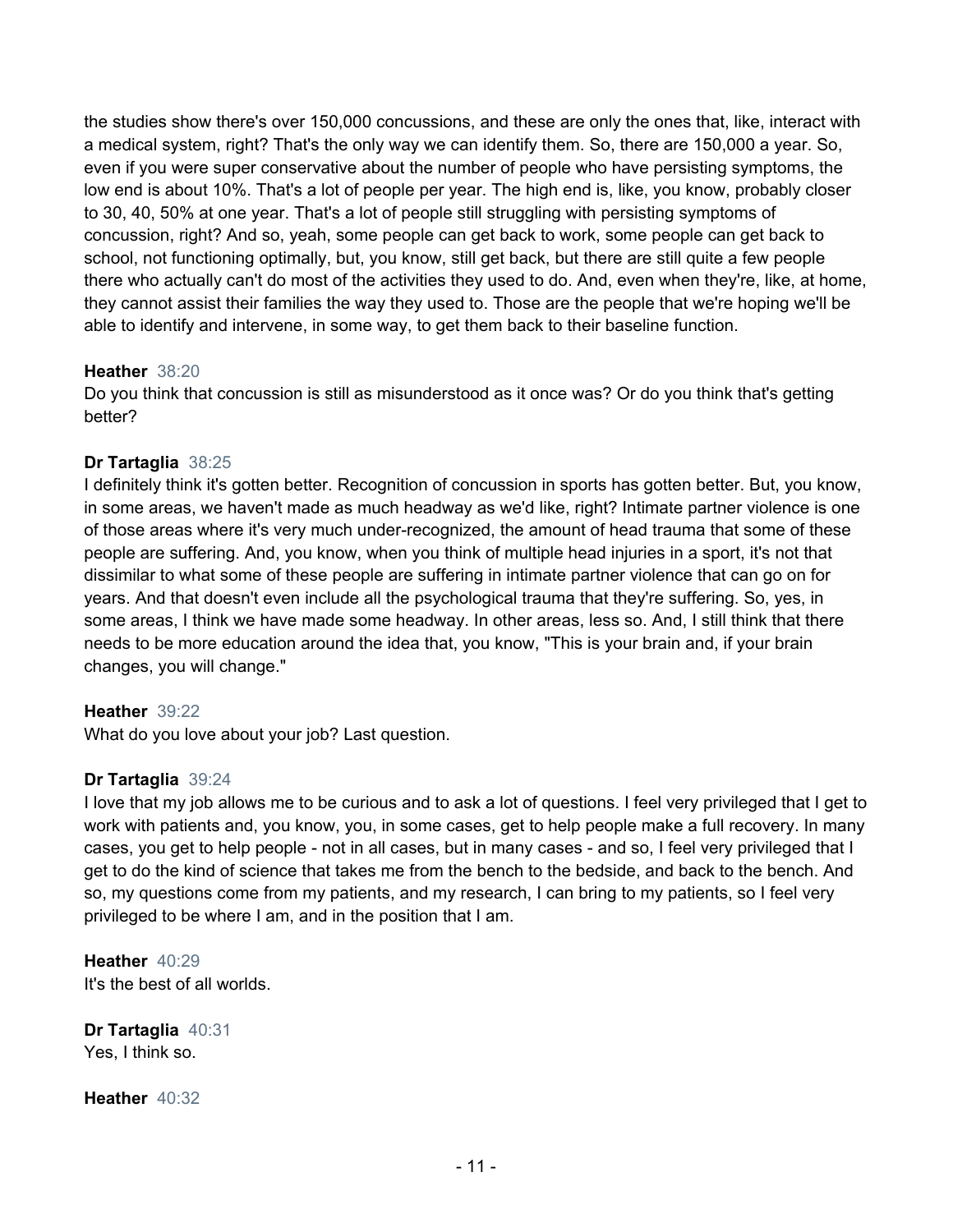the studies show there's over 150,000 concussions, and these are only the ones that, like, interact with a medical system, right? That's the only way we can identify them. So, there are 150,000 a year. So, even if you were super conservative about the number of people who have persisting symptoms, the low end is about 10%. That's a lot of people per year. The high end is, like, you know, probably closer to 30, 40, 50% at one year. That's a lot of people still struggling with persisting symptoms of concussion, right? And so, yeah, some people can get back to work, some people can get back to school, not functioning optimally, but, you know, still get back, but there are still quite a few people there who actually can't do most of the activities they used to do. And, even when they're, like, at home, they cannot assist their families the way they used to. Those are the people that we're hoping we'll be able to identify and intervene, in some way, to get them back to their baseline function.

**Heather** 38:20
Do you think that concussion is still as misunderstood as it once was? Or do you think that's getting better?

**Dr Tartaglia** 38:25
I definitely think it's gotten better. Recognition of concussion in sports has gotten better. But, you know, in some areas, we haven't made as much headway as we'd like, right? Intimate partner violence is one of those areas where it's very much under-recognized, the amount of head trauma that some of these people are suffering. And, you know, when you think of multiple head injuries in a sport, it's not that dissimilar to what some of these people are suffering in intimate partner violence that can go on for years. And that doesn't even include all the psychological trauma that they're suffering. So, yes, in some areas, I think we have made some headway. In other areas, less so. And, I still think that there needs to be more education around the idea that, you know, "This is your brain and, if your brain changes, you will change."

**Heather** 39:22
What do you love about your job? Last question.

**Dr Tartaglia** 39:24
I love that my job allows me to be curious and to ask a lot of questions. I feel very privileged that I get to work with patients and, you know, you, in some cases, get to help people make a full recovery. In many cases, you get to help people - not in all cases, but in many cases - and so, I feel very privileged that I get to do the kind of science that takes me from the bench to the bedside, and back to the bench. And so, my questions come from my patients, and my research, I can bring to my patients, so I feel very privileged to be where I am, and in the position that I am.

**Heather** 40:29
It's the best of all worlds.

**Dr Tartaglia** 40:31
Yes, I think so.

**Heather** 40:32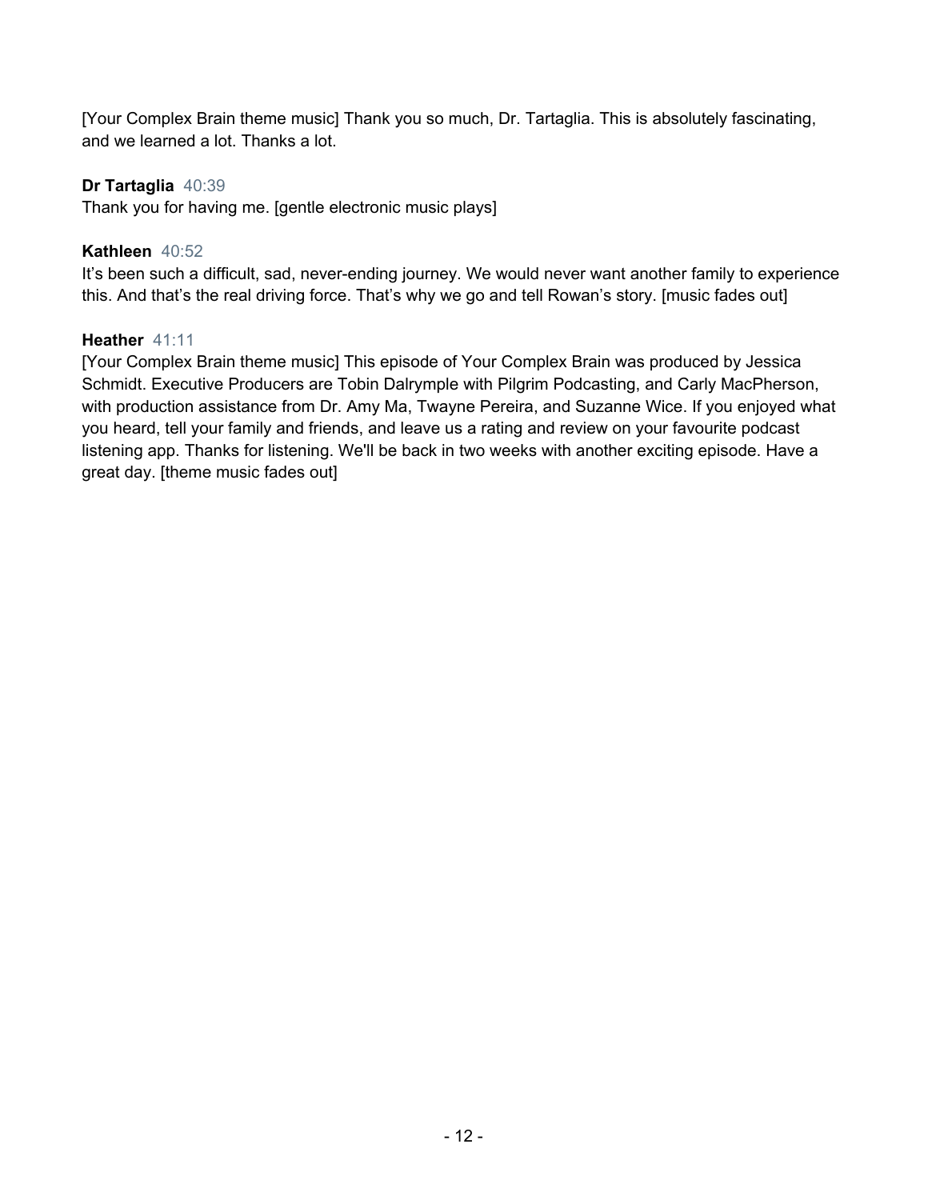[Your Complex Brain theme music] Thank you so much, Dr. Tartaglia. This is absolutely fascinating, and we learned a lot. Thanks a lot.

**Dr Tartaglia** 40:39
Thank you for having me. [gentle electronic music plays]

**Kathleen** 40:52
It's been such a difficult, sad, never-ending journey. We would never want another family to experience this. And that's the real driving force. That's why we go and tell Rowan's story. [music fades out]

**Heather** 41:11
[Your Complex Brain theme music] This episode of Your Complex Brain was produced by Jessica Schmidt. Executive Producers are Tobin Dalrymple with Pilgrim Podcasting, and Carly MacPherson, with production assistance from Dr. Amy Ma, Twayne Pereira, and Suzanne Wice. If you enjoyed what you heard, tell your family and friends, and leave us a rating and review on your favourite podcast listening app. Thanks for listening. We'll be back in two weeks with another exciting episode. Have a great day. [theme music fades out]